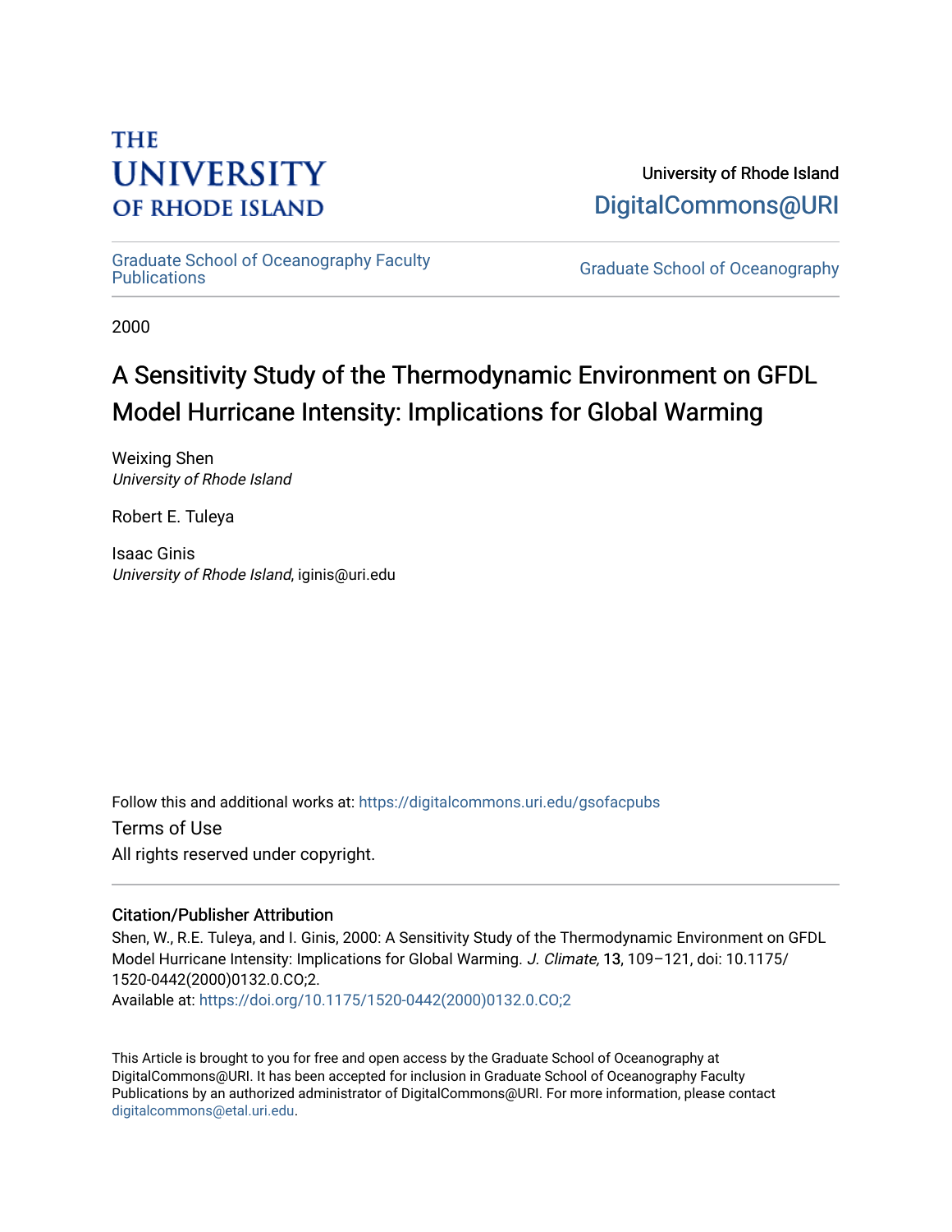THE UNIVERSITY OF RHODE ISLAND

University of Rhode Island
DigitalCommons@URI

Graduate School of Oceanography Faculty Publications

Graduate School of Oceanography

2000

# A Sensitivity Study of the Thermodynamic Environment on GFDL Model Hurricane Intensity: Implications for Global Warming

Weixing Shen
*University of Rhode Island*

Robert E. Tuleya

Isaac Ginis
*University of Rhode Island*, iginis@uri.edu

Follow this and additional works at: https://digitalcommons.uri.edu/gsofacpubs

Terms of Use
All rights reserved under copyright.

## Citation/Publisher Attribution

Shen, W., R.E. Tuleya, and I. Ginis, 2000: A Sensitivity Study of the Thermodynamic Environment on GFDL Model Hurricane Intensity: Implications for Global Warming. *J. Climate*, 13, 109–121, doi: 10.1175/1520-0442(2000)0132.0.CO;2.
Available at: https://doi.org/10.1175/1520-0442(2000)0132.0.CO;2

This Article is brought to you for free and open access by the Graduate School of Oceanography at DigitalCommons@URI. It has been accepted for inclusion in Graduate School of Oceanography Faculty Publications by an authorized administrator of DigitalCommons@URI. For more information, please contact digitalcommons@etal.uri.edu.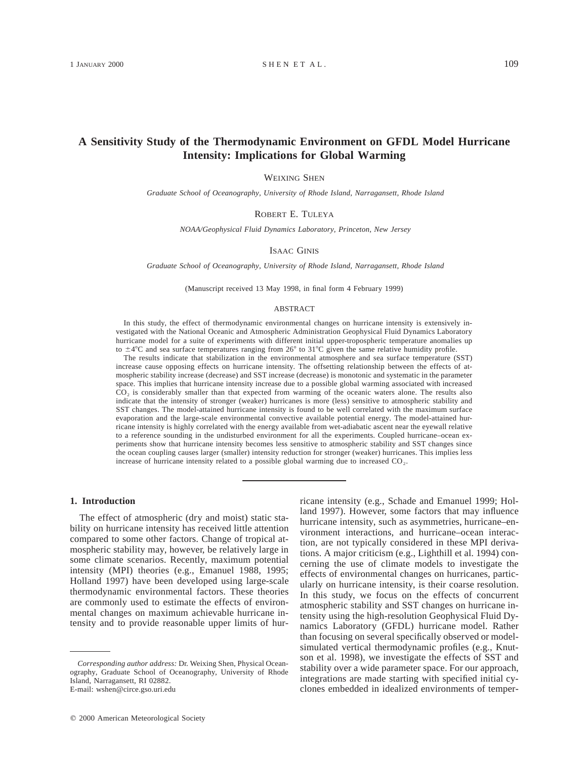# A Sensitivity Study of the Thermodynamic Environment on GFDL Model Hurricane Intensity: Implications for Global Warming

Weixing Shen

*Graduate School of Oceanography, University of Rhode Island, Narragansett, Rhode Island*

Robert E. Tuleya

*NOAA/Geophysical Fluid Dynamics Laboratory, Princeton, New Jersey*

Isaac Ginis

*Graduate School of Oceanography, University of Rhode Island, Narragansett, Rhode Island*

(Manuscript received 13 May 1998, in final form 4 February 1999)

## ABSTRACT

In this study, the effect of thermodynamic environmental changes on hurricane intensity is extensively investigated with the National Oceanic and Atmospheric Administration Geophysical Fluid Dynamics Laboratory hurricane model for a suite of experiments with different initial upper-tropospheric temperature anomalies up to $\pm 4°C$ and sea surface temperatures ranging from 26° to 31°C given the same relative humidity profile.

The results indicate that stabilization in the environmental atmosphere and sea surface temperature (SST) increase cause opposing effects on hurricane intensity. The offsetting relationship between the effects of atmospheric stability increase (decrease) and SST increase (decrease) is monotonic and systematic in the parameter space. This implies that hurricane intensity increase due to a possible global warming associated with increased $CO_2$ is considerably smaller than that expected from warming of the oceanic waters alone. The results also indicate that the intensity of stronger (weaker) hurricanes is more (less) sensitive to atmospheric stability and SST changes. The model-attained hurricane intensity is found to be well correlated with the maximum surface evaporation and the large-scale environmental convective available potential energy. The model-attained hurricane intensity is highly correlated with the energy available from wet-adiabatic ascent near the eyewall relative to a reference sounding in the undisturbed environment for all the experiments. Coupled hurricane–ocean experiments show that hurricane intensity becomes less sensitive to atmospheric stability and SST changes since the ocean coupling causes larger (smaller) intensity reduction for stronger (weaker) hurricanes. This implies less increase of hurricane intensity related to a possible global warming due to increased $CO_2$.

## 1. Introduction

The effect of atmospheric (dry and moist) static stability on hurricane intensity has received little attention compared to some other factors. Change of tropical atmospheric stability may, however, be relatively large in some climate scenarios. Recently, maximum potential intensity (MPI) theories (e.g., Emanuel 1988, 1995; Holland 1997) have been developed using large-scale thermodynamic environmental factors. These theories are commonly used to estimate the effects of environmental changes on maximum achievable hurricane intensity and to provide reasonable upper limits of hurricane intensity (e.g., Schade and Emanuel 1999; Holland 1997). However, some factors that may influence hurricane intensity, such as asymmetries, hurricane–environment interactions, and hurricane–ocean interaction, are not typically considered in these MPI derivations. A major criticism (e.g., Lighthill et al. 1994) concerning the use of climate models to investigate the effects of environmental changes on hurricanes, particularly on hurricane intensity, is their coarse resolution. In this study, we focus on the effects of concurrent atmospheric stability and SST changes on hurricane intensity using the high-resolution Geophysical Fluid Dynamics Laboratory (GFDL) hurricane model. Rather than focusing on several specifically observed or model-simulated vertical thermodynamic profiles (e.g., Knutson et al. 1998), we investigate the effects of SST and stability over a wide parameter space. For our approach, integrations are made starting with specified initial cyclones embedded in idealized environments of temper-

*Corresponding author address:* Dr. Weixing Shen, Physical Oceanography, Graduate School of Oceanography, University of Rhode Island, Narragansett, RI 02882.
E-mail: wshen@circe.gso.uri.edu

© 2000 American Meteorological Society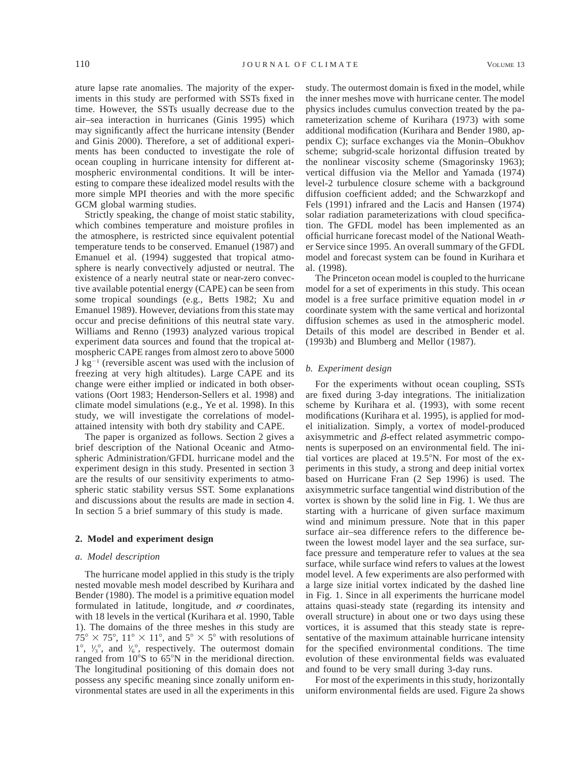ature lapse rate anomalies. The majority of the experiments in this study are performed with SSTs fixed in time. However, the SSTs usually decrease due to the air–sea interaction in hurricanes (Ginis 1995) which may significantly affect the hurricane intensity (Bender and Ginis 2000). Therefore, a set of additional experiments has been conducted to investigate the role of ocean coupling in hurricane intensity for different atmospheric environmental conditions. It will be interesting to compare these idealized model results with the more simple MPI theories and with the more specific GCM global warming studies.

Strictly speaking, the change of moist static stability, which combines temperature and moisture profiles in the atmosphere, is restricted since equivalent potential temperature tends to be conserved. Emanuel (1987) and Emanuel et al. (1994) suggested that tropical atmosphere is nearly convectively adjusted or neutral. The existence of a nearly neutral state or near-zero convective available potential energy (CAPE) can be seen from some tropical soundings (e.g., Betts 1982; Xu and Emanuel 1989). However, deviations from this state may occur and precise definitions of this neutral state vary. Williams and Renno (1993) analyzed various tropical experiment data sources and found that the tropical atmospheric CAPE ranges from almost zero to above 5000 J $kg^{-1}$ (reversible ascent was used with the inclusion of freezing at very high altitudes). Large CAPE and its change were either implied or indicated in both observations (Oort 1983; Henderson-Sellers et al. 1998) and climate model simulations (e.g., Ye et al. 1998). In this study, we will investigate the correlations of model-attained intensity with both dry stability and CAPE.

The paper is organized as follows. Section 2 gives a brief description of the National Oceanic and Atmospheric Administration/GFDL hurricane model and the experiment design in this study. Presented in section 3 are the results of our sensitivity experiments to atmospheric static stability versus SST. Some explanations and discussions about the results are made in section 4. In section 5 a brief summary of this study is made.

## 2. Model and experiment design

### *a. Model description*

The hurricane model applied in this study is the triply nested movable mesh model described by Kurihara and Bender (1980). The model is a primitive equation model formulated in latitude, longitude, and $\sigma$ coordinates, with 18 levels in the vertical (Kurihara et al. 1990, Table 1). The domains of the three meshes in this study are $75° \times 75°$, $11° \times 11°$, and $5° \times 5°$ with resolutions of $1°$, $1/3°$, and $1/6°$, respectively. The outermost domain ranged from 10°S to 65°N in the meridional direction. The longitudinal positioning of this domain does not possess any specific meaning since zonally uniform environmental states are used in all the experiments in this study. The outermost domain is fixed in the model, while the inner meshes move with hurricane center. The model physics includes cumulus convection treated by the parameterization scheme of Kurihara (1973) with some additional modification (Kurihara and Bender 1980, appendix C); surface exchanges via the Monin–Obukhov scheme; subgrid-scale horizontal diffusion treated by the nonlinear viscosity scheme (Smagorinsky 1963); vertical diffusion via the Mellor and Yamada (1974) level-2 turbulence closure scheme with a background diffusion coefficient added; and the Schwarzkopf and Fels (1991) infrared and the Lacis and Hansen (1974) solar radiation parameterizations with cloud specification. The GFDL model has been implemented as an official hurricane forecast model of the National Weather Service since 1995. An overall summary of the GFDL model and forecast system can be found in Kurihara et al. (1998).

The Princeton ocean model is coupled to the hurricane model for a set of experiments in this study. This ocean model is a free surface primitive equation model in $\sigma$ coordinate system with the same vertical and horizontal diffusion schemes as used in the atmospheric model. Details of this model are described in Bender et al. (1993b) and Blumberg and Mellor (1987).

### *b. Experiment design*

For the experiments without ocean coupling, SSTs are fixed during 3-day integrations. The initialization scheme by Kurihara et al. (1993), with some recent modifications (Kurihara et al. 1995), is applied for model initialization. Simply, a vortex of model-produced axisymmetric and $\beta$-effect related asymmetric components is superposed on an environmental field. The initial vortices are placed at 19.5°N. For most of the experiments in this study, a strong and deep initial vortex based on Hurricane Fran (2 Sep 1996) is used. The axisymmetric surface tangential wind distribution of the vortex is shown by the solid line in Fig. 1. We thus are starting with a hurricane of given surface maximum wind and minimum pressure. Note that in this paper surface air–sea difference refers to the difference between the lowest model layer and the sea surface, surface pressure and temperature refer to values at the sea surface, while surface wind refers to values at the lowest model level. A few experiments are also performed with a large size initial vortex indicated by the dashed line in Fig. 1. Since in all experiments the hurricane model attains quasi-steady state (regarding its intensity and overall structure) in about one or two days using these vortices, it is assumed that this steady state is representative of the maximum attainable hurricane intensity for the specified environmental conditions. The time evolution of these environmental fields was evaluated and found to be very small during 3-day runs.

For most of the experiments in this study, horizontally uniform environmental fields are used. Figure 2a shows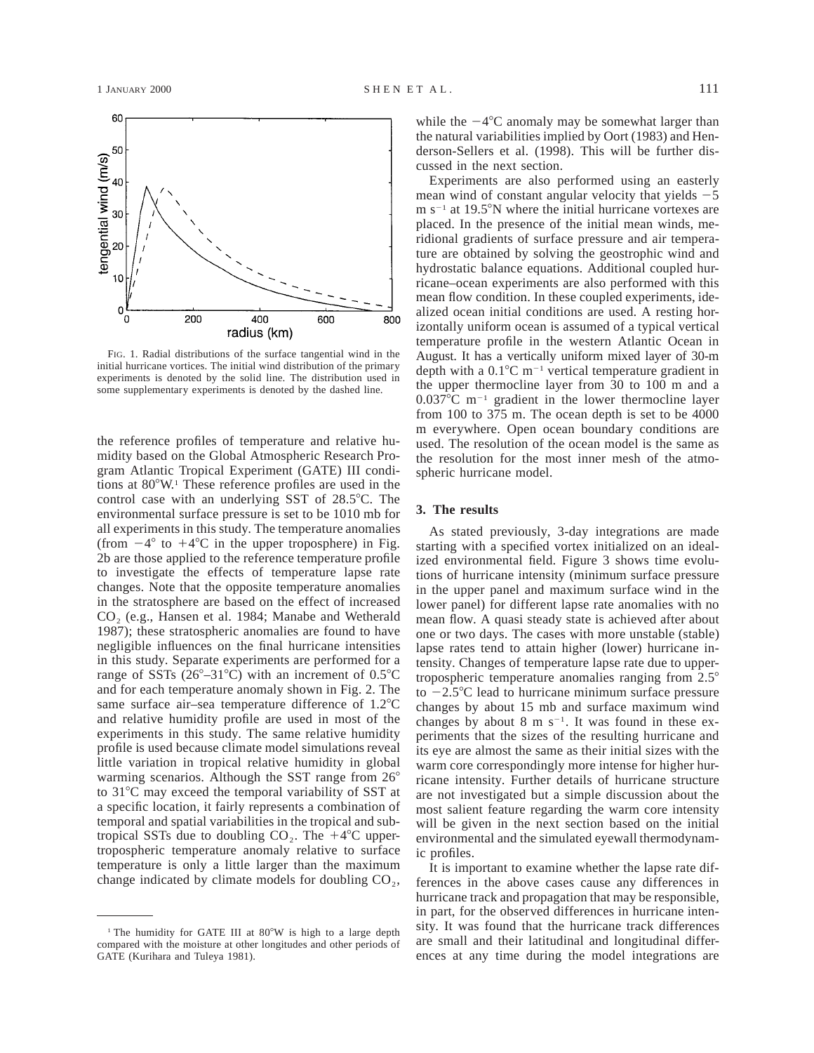FIG. 1. Radial distributions of the surface tangential wind in the initial hurricane vortices. The initial wind distribution of the primary experiments is denoted by the solid line. The distribution used in some supplementary experiments is denoted by the dashed line.

the reference profiles of temperature and relative humidity based on the Global Atmospheric Research Program Atlantic Tropical Experiment (GATE) III conditions at 80°W.[1] These reference profiles are used in the control case with an underlying SST of 28.5°C. The environmental surface pressure is set to be 1010 mb for all experiments in this study. The temperature anomalies (from −4° to +4°C in the upper troposphere) in Fig. 2b are those applied to the reference temperature profile to investigate the effects of temperature lapse rate changes. Note that the opposite temperature anomalies in the stratosphere are based on the effect of increased $CO_2$ (e.g., Hansen et al. 1984; Manabe and Wetherald 1987); these stratospheric anomalies are found to have negligible influences on the final hurricane intensities in this study. Separate experiments are performed for a range of SSTs (26°–31°C) with an increment of 0.5°C and for each temperature anomaly shown in Fig. 2. The same surface air–sea temperature difference of 1.2°C and relative humidity profile are used in most of the experiments in this study. The same relative humidity profile is used because climate model simulations reveal little variation in tropical relative humidity in global warming scenarios. Although the SST range from 26° to 31°C may exceed the temporal variability of SST at a specific location, it fairly represents a combination of temporal and spatial variabilities in the tropical and subtropical SSTs due to doubling $CO_2$. The +4°C upper-tropospheric temperature anomaly relative to surface temperature is only a little larger than the maximum change indicated by climate models for doubling $CO_2$, while the −4°C anomaly may be somewhat larger than the natural variabilities implied by Oort (1983) and Henderson-Sellers et al. (1998). This will be further discussed in the next section.

Experiments are also performed using an easterly mean wind of constant angular velocity that yields −5 m s$^{-1}$ at 19.5°N where the initial hurricane vortexes are placed. In the presence of the initial mean winds, meridional gradients of surface pressure and air temperature are obtained by solving the geostrophic wind and hydrostatic balance equations. Additional coupled hurricane–ocean experiments are also performed with this mean flow condition. In these coupled experiments, idealized ocean initial conditions are used. A resting horizontally uniform ocean is assumed of a typical vertical temperature profile in the western Atlantic Ocean in August. It has a vertically uniform mixed layer of 30-m depth with a 0.1°C m$^{-1}$ vertical temperature gradient in the upper thermocline layer from 30 to 100 m and a 0.037°C m$^{-1}$ gradient in the lower thermocline layer from 100 to 375 m. The ocean depth is set to be 4000 m everywhere. Open ocean boundary conditions are used. The resolution of the ocean model is the same as the resolution for the most inner mesh of the atmospheric hurricane model.

## 3. The results

As stated previously, 3-day integrations are made starting with a specified vortex initialized on an idealized environmental field. Figure 3 shows time evolutions of hurricane intensity (minimum surface pressure in the upper panel and maximum surface wind in the lower panel) for different lapse rate anomalies with no mean flow. A quasi steady state is achieved after about one or two days. The cases with more unstable (stable) lapse rates tend to attain higher (lower) hurricane intensity. Changes of temperature lapse rate due to upper-tropospheric temperature anomalies ranging from 2.5° to −2.5°C lead to hurricane minimum surface pressure changes by about 15 mb and surface maximum wind changes by about 8 m s$^{-1}$. It was found in these experiments that the sizes of the resulting hurricane and its eye are almost the same as their initial sizes with the warm core correspondingly more intense for higher hurricane intensity. Further details of hurricane structure are not investigated but a simple discussion about the most salient feature regarding the warm core intensity will be given in the next section based on the initial environmental and the simulated eyewall thermodynamic profiles.

It is important to examine whether the lapse rate differences in the above cases cause any differences in hurricane track and propagation that may be responsible, in part, for the observed differences in hurricane intensity. It was found that the hurricane track differences are small and their latitudinal and longitudinal differences at any time during the model integrations are

[1] The humidity for GATE III at 80°W is high to a large depth compared with the moisture at other longitudes and other periods of GATE (Kurihara and Tuleya 1981).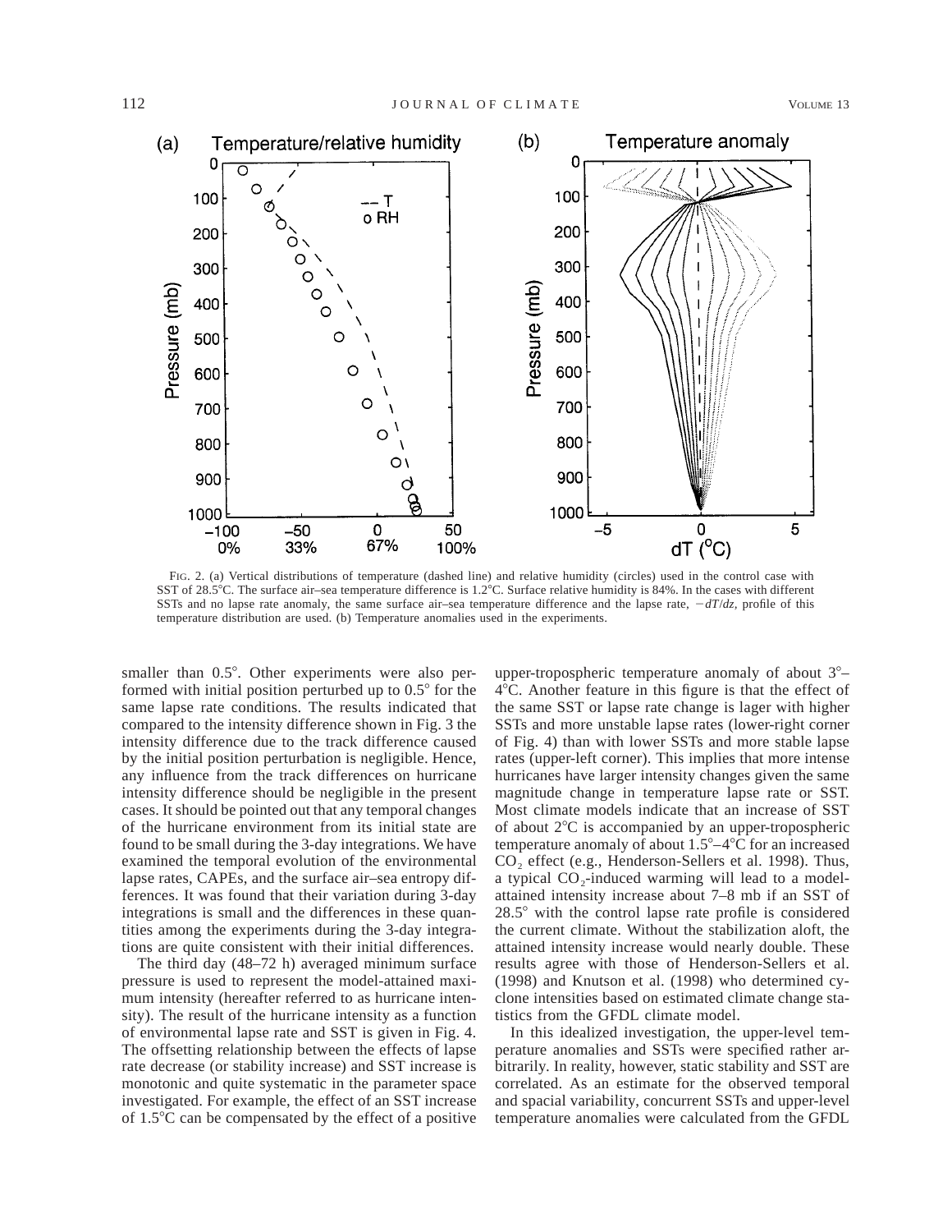FIG. 2. (a) Vertical distributions of temperature (dashed line) and relative humidity (circles) used in the control case with SST of 28.5°C. The surface air–sea temperature difference is 1.2°C. Surface relative humidity is 84%. In the cases with different SSTs and no lapse rate anomaly, the same surface air–sea temperature difference and the lapse rate, $-dT/dz$, profile of this temperature distribution are used. (b) Temperature anomalies used in the experiments.

smaller than 0.5°. Other experiments were also performed with initial position perturbed up to 0.5° for the same lapse rate conditions. The results indicated that compared to the intensity difference shown in Fig. 3 the intensity difference due to the track difference caused by the initial position perturbation is negligible. Hence, any influence from the track differences on hurricane intensity difference should be negligible in the present cases. It should be pointed out that any temporal changes of the hurricane environment from its initial state are found to be small during the 3-day integrations. We have examined the temporal evolution of the environmental lapse rates, CAPEs, and the surface air–sea entropy differences. It was found that their variation during 3-day integrations is small and the differences in these quantities among the experiments during the 3-day integrations are quite consistent with their initial differences.

The third day (48–72 h) averaged minimum surface pressure is used to represent the model-attained maximum intensity (hereafter referred to as hurricane intensity). The result of the hurricane intensity as a function of environmental lapse rate and SST is given in Fig. 4. The offsetting relationship between the effects of lapse rate decrease (or stability increase) and SST increase is monotonic and quite systematic in the parameter space investigated. For example, the effect of an SST increase of 1.5°C can be compensated by the effect of a positive upper-tropospheric temperature anomaly of about 3°–4°C. Another feature in this figure is that the effect of the same SST or lapse rate change is lager with higher SSTs and more unstable lapse rates (lower-right corner of Fig. 4) than with lower SSTs and more stable lapse rates (upper-left corner). This implies that more intense hurricanes have larger intensity changes given the same magnitude change in temperature lapse rate or SST. Most climate models indicate that an increase of SST of about 2°C is accompanied by an upper-tropospheric temperature anomaly of about 1.5°–4°C for an increased $CO_2$ effect (e.g., Henderson-Sellers et al. 1998). Thus, a typical $CO_2$-induced warming will lead to a model-attained intensity increase about 7–8 mb if an SST of 28.5° with the control lapse rate profile is considered the current climate. Without the stabilization aloft, the attained intensity increase would nearly double. These results agree with those of Henderson-Sellers et al. (1998) and Knutson et al. (1998) who determined cyclone intensities based on estimated climate change statistics from the GFDL climate model.

In this idealized investigation, the upper-level temperature anomalies and SSTs were specified rather arbitrarily. In reality, however, static stability and SST are correlated. As an estimate for the observed temporal and spacial variability, concurrent SSTs and upper-level temperature anomalies were calculated from the GFDL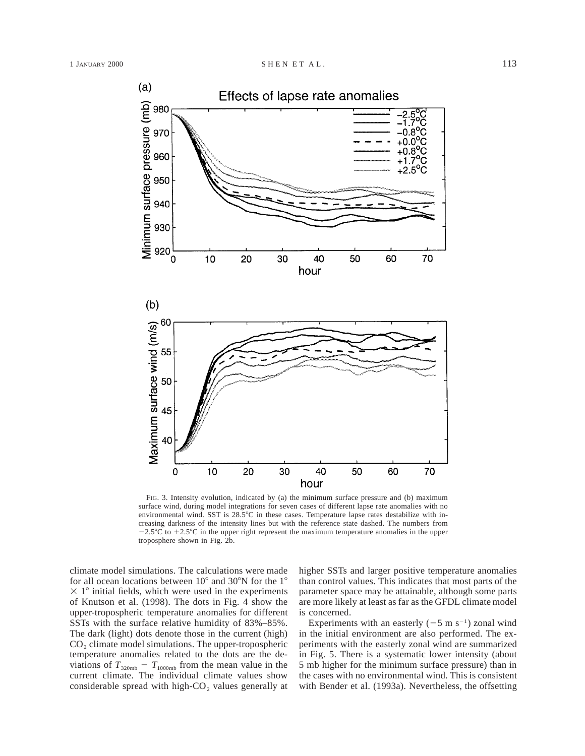FIG. 3. Intensity evolution, indicated by (a) the minimum surface pressure and (b) maximum surface wind, during model integrations for seven cases of different lapse rate anomalies with no environmental wind. SST is 28.5°C in these cases. Temperature lapse rates destabilize with increasing darkness of the intensity lines but with the reference state dashed. The numbers from −2.5°C to +2.5°C in the upper right represent the maximum temperature anomalies in the upper troposphere shown in Fig. 2b.

climate model simulations. The calculations were made for all ocean locations between 10° and 30°N for the 1° × 1° initial fields, which were used in the experiments of Knutson et al. (1998). The dots in Fig. 4 show the upper-tropospheric temperature anomalies for different SSTs with the surface relative humidity of 83%–85%. The dark (light) dots denote those in the current (high) $CO_2$ climate model simulations. The upper-tropospheric temperature anomalies related to the dots are the deviations of $T_{320\text{mb}} - T_{1000\text{mb}}$ from the mean value in the current climate. The individual climate values show considerable spread with high-$CO_2$ values generally at higher SSTs and larger positive temperature anomalies than control values. This indicates that most parts of the parameter space may be attainable, although some parts are more likely at least as far as the GFDL climate model is concerned.

Experiments with an easterly ($-5$ m s$^{-1}$) zonal wind in the initial environment are also performed. The experiments with the easterly zonal wind are summarized in Fig. 5. There is a systematic lower intensity (about 5 mb higher for the minimum surface pressure) than in the cases with no environmental wind. This is consistent with Bender et al. (1993a). Nevertheless, the offsetting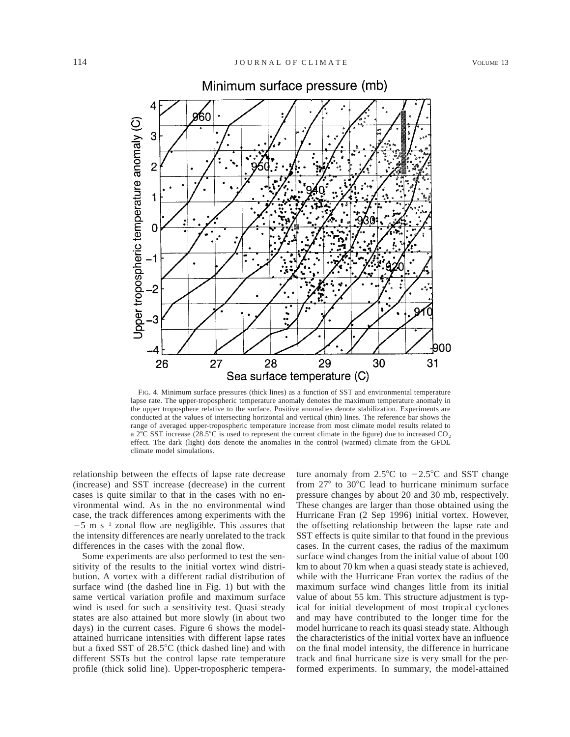FIG. 4. Minimum surface pressures (thick lines) as a function of SST and environmental temperature lapse rate. The upper-tropospheric temperature anomaly denotes the maximum temperature anomaly in the upper troposphere relative to the surface. Positive anomalies denote stabilization. Experiments are conducted at the values of intersecting horizontal and vertical (thin) lines. The reference bar shows the range of averaged upper-tropospheric temperature increase from most climate model results related to a 2°C SST increase (28.5°C is used to represent the current climate in the figure) due to increased $CO_2$ effect. The dark (light) dots denote the anomalies in the control (warmed) climate from the GFDL climate model simulations.

relationship between the effects of lapse rate decrease (increase) and SST increase (decrease) in the current cases is quite similar to that in the cases with no environmental wind. As in the no environmental wind case, the track differences among experiments with the $-5$ m s$^{-1}$ zonal flow are negligible. This assures that the intensity differences are nearly unrelated to the track differences in the cases with the zonal flow.

Some experiments are also performed to test the sensitivity of the results to the initial vortex wind distribution. A vortex with a different radial distribution of surface wind (the dashed line in Fig. 1) but with the same vertical variation profile and maximum surface wind is used for such a sensitivity test. Quasi steady states are also attained but more slowly (in about two days) in the current cases. Figure 6 shows the model-attained hurricane intensities with different lapse rates but a fixed SST of 28.5°C (thick dashed line) and with different SSTs but the control lapse rate temperature profile (thick solid line). Upper-tropospheric temperature anomaly from 2.5°C to $-2.5$°C and SST change from 27° to 30°C lead to hurricane minimum surface pressure changes by about 20 and 30 mb, respectively. These changes are larger than those obtained using the Hurricane Fran (2 Sep 1996) initial vortex. However, the offsetting relationship between the lapse rate and SST effects is quite similar to that found in the previous cases. In the current cases, the radius of the maximum surface wind changes from the initial value of about 100 km to about 70 km when a quasi steady state is achieved, while with the Hurricane Fran vortex the radius of the maximum surface wind changes little from its initial value of about 55 km. This structure adjustment is typical for initial development of most tropical cyclones and may have contributed to the longer time for the model hurricane to reach its quasi steady state. Although the characteristics of the initial vortex have an influence on the final model intensity, the difference in hurricane track and final hurricane size is very small for the performed experiments. In summary, the model-attained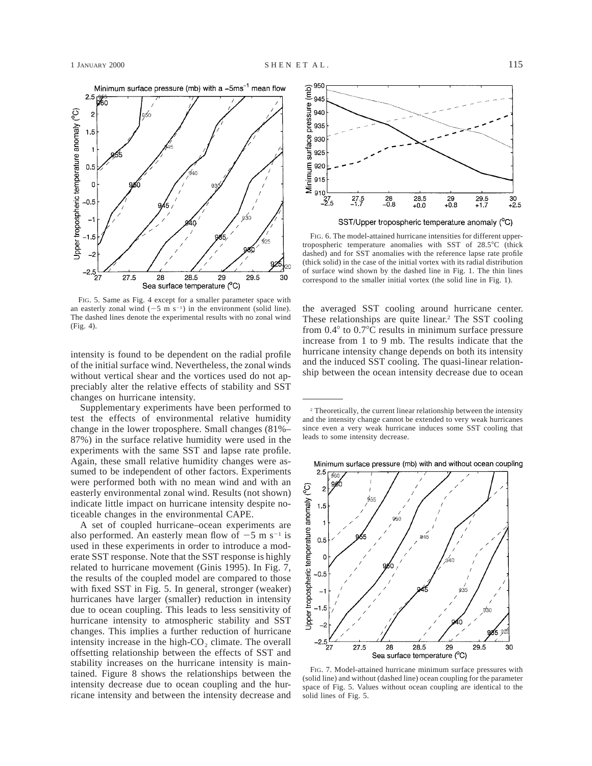FIG. 5. Same as Fig. 4 except for a smaller parameter space with an easterly zonal wind ($-5$ m s$^{-1}$) in the environment (solid line). The dashed lines denote the experimental results with no zonal wind (Fig. 4).

FIG. 6. The model-attained hurricane intensities for different upper-tropospheric temperature anomalies with SST of 28.5°C (thick dashed) and for SST anomalies with the reference lapse rate profile (thick solid) in the case of the initial vortex with its radial distribution of surface wind shown by the dashed line in Fig. 1. The thin lines correspond to the smaller initial vortex (the solid line in Fig. 1).

intensity is found to be dependent on the radial profile of the initial surface wind. Nevertheless, the zonal winds without vertical shear and the vortices used do not appreciably alter the relative effects of stability and SST changes on hurricane intensity.

Supplementary experiments have been performed to test the effects of environmental relative humidity change in the lower troposphere. Small changes (81%–87%) in the surface relative humidity were used in the experiments with the same SST and lapse rate profile. Again, these small relative humidity changes were assumed to be independent of other factors. Experiments were performed both with no mean wind and with an easterly environmental zonal wind. Results (not shown) indicate little impact on hurricane intensity despite noticeable changes in the environmental CAPE.

A set of coupled hurricane–ocean experiments are also performed. An easterly mean flow of $-5$ m s$^{-1}$ is used in these experiments in order to introduce a moderate SST response. Note that the SST response is highly related to hurricane movement (Ginis 1995). In Fig. 7, the results of the coupled model are compared to those with fixed SST in Fig. 5. In general, stronger (weaker) hurricanes have larger (smaller) reduction in intensity due to ocean coupling. This leads to less sensitivity of hurricane intensity to atmospheric stability and SST changes. This implies a further reduction of hurricane intensity increase in the high-$CO_2$ climate. The overall offsetting relationship between the effects of SST and stability increases on the hurricane intensity is maintained. Figure 8 shows the relationships between the intensity decrease due to ocean coupling and the hurricane intensity and between the intensity decrease and the averaged SST cooling around hurricane center. These relationships are quite linear.[2] The SST cooling from 0.4° to 0.7°C results in minimum surface pressure increase from 1 to 9 mb. The results indicate that the hurricane intensity change depends on both its intensity and the induced SST cooling. The quasi-linear relationship between the ocean intensity decrease due to ocean

[2] Theoretically, the current linear relationship between the intensity and the intensity change cannot be extended to very weak hurricanes since even a very weak hurricane induces some SST cooling that leads to some intensity decrease.

FIG. 7. Model-attained hurricane minimum surface pressures with (solid line) and without (dashed line) ocean coupling for the parameter space of Fig. 5. Values without ocean coupling are identical to the solid lines of Fig. 5.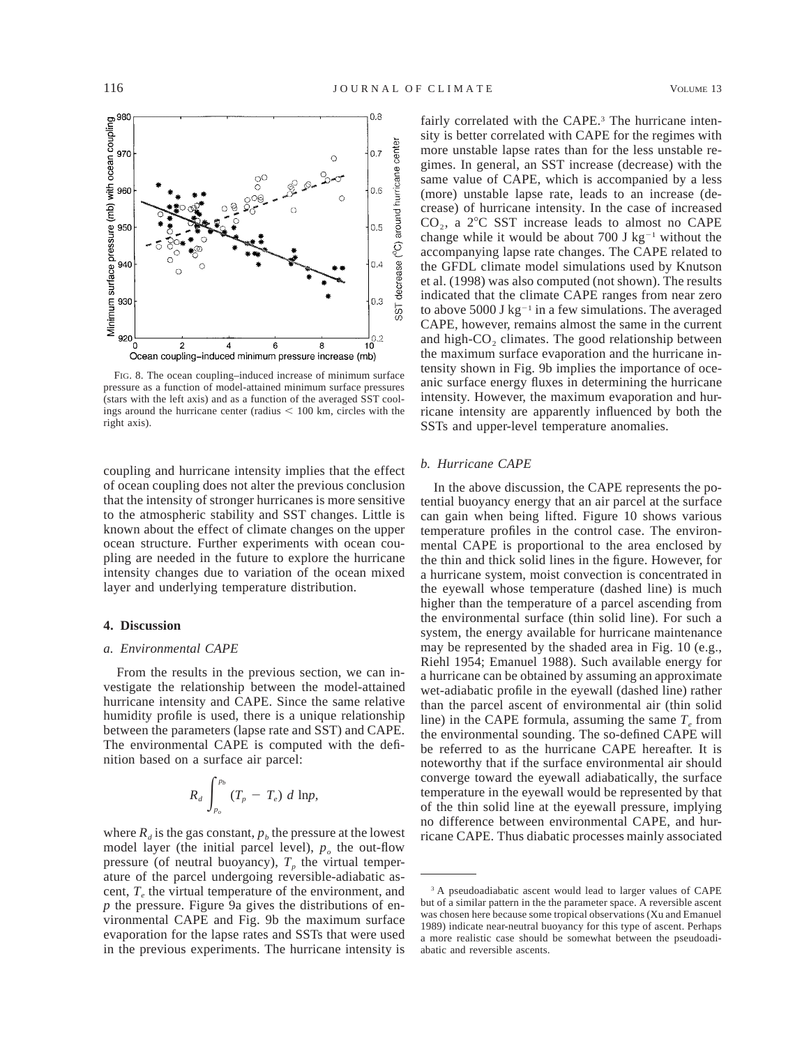FIG. 8. The ocean coupling–induced increase of minimum surface pressure as a function of model-attained minimum surface pressures (stars with the left axis) and as a function of the averaged SST coolings around the hurricane center (radius < 100 km, circles with the right axis).

coupling and hurricane intensity implies that the effect of ocean coupling does not alter the previous conclusion that the intensity of stronger hurricanes is more sensitive to the atmospheric stability and SST changes. Little is known about the effect of climate changes on the upper ocean structure. Further experiments with ocean coupling are needed in the future to explore the hurricane intensity changes due to variation of the ocean mixed layer and underlying temperature distribution.

## 4. Discussion

### *a. Environmental CAPE*

From the results in the previous section, we can investigate the relationship between the model-attained hurricane intensity and CAPE. Since the same relative humidity profile is used, there is a unique relationship between the parameters (lapse rate and SST) and CAPE. The environmental CAPE is computed with the definition based on a surface air parcel:

$$R_d \int_{p_o}^{p_b} (T_p - T_e)\, d\ln p,$$

where $R_d$ is the gas constant, $p_b$ the pressure at the lowest model layer (the initial parcel level), $p_o$ the out-flow pressure (of neutral buoyancy), $T_p$ the virtual temperature of the parcel undergoing reversible-adiabatic ascent, $T_e$ the virtual temperature of the environment, and $p$ the pressure. Figure 9a gives the distributions of environmental CAPE and Fig. 9b the maximum surface evaporation for the lapse rates and SSTs that were used in the previous experiments. The hurricane intensity is fairly correlated with the CAPE.[3] The hurricane intensity is better correlated with CAPE for the regimes with more unstable lapse rates than for the less unstable regimes. In general, an SST increase (decrease) with the same value of CAPE, which is accompanied by a less (more) unstable lapse rate, leads to an increase (decrease) of hurricane intensity. In the case of increased $CO_2$, a 2°C SST increase leads to almost no CAPE change while it would be about 700 J kg$^{-1}$ without the accompanying lapse rate changes. The CAPE related to the GFDL climate model simulations used by Knutson et al. (1998) was also computed (not shown). The results indicated that the climate CAPE ranges from near zero to above 5000 J kg$^{-1}$ in a few simulations. The averaged CAPE, however, remains almost the same in the current and high-$CO_2$ climates. The good relationship between the maximum surface evaporation and the hurricane intensity shown in Fig. 9b implies the importance of oceanic surface energy fluxes in determining the hurricane intensity. However, the maximum evaporation and hurricane intensity are apparently influenced by both the SSTs and upper-level temperature anomalies.

### *b. Hurricane CAPE*

In the above discussion, the CAPE represents the potential buoyancy energy that an air parcel at the surface can gain when being lifted. Figure 10 shows various temperature profiles in the control case. The environmental CAPE is proportional to the area enclosed by the thin and thick solid lines in the figure. However, for a hurricane system, moist convection is concentrated in the eyewall whose temperature (dashed line) is much higher than the temperature of a parcel ascending from the environmental surface (thin solid line). For such a system, the energy available for hurricane maintenance may be represented by the shaded area in Fig. 10 (e.g., Riehl 1954; Emanuel 1988). Such available energy for a hurricane can be obtained by assuming an approximate wet-adiabatic profile in the eyewall (dashed line) rather than the parcel ascent of environmental air (thin solid line) in the CAPE formula, assuming the same $T_e$ from the environmental sounding. The so-defined CAPE will be referred to as the hurricane CAPE hereafter. It is noteworthy that if the surface environmental air should converge toward the eyewall adiabatically, the surface temperature in the eyewall would be represented by that of the thin solid line at the eyewall pressure, implying no difference between environmental CAPE, and hurricane CAPE. Thus diabatic processes mainly associated

[3] A pseudoadiabatic ascent would lead to larger values of CAPE but of a similar pattern in the the parameter space. A reversible ascent was chosen here because some tropical observations (Xu and Emanuel 1989) indicate near-neutral buoyancy for this type of ascent. Perhaps a more realistic case should be somewhat between the pseudoadiabatic and reversible ascents.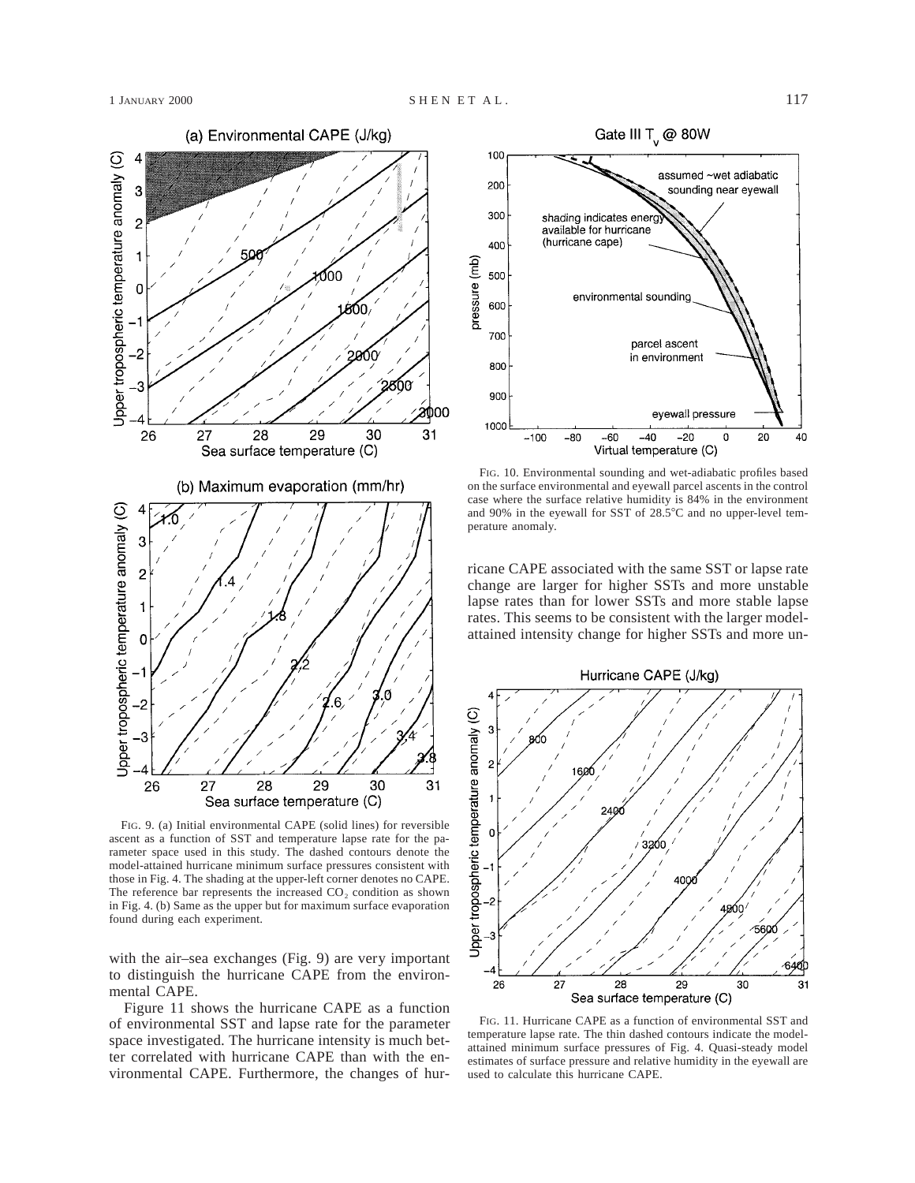FIG. 9. (a) Initial environmental CAPE (solid lines) for reversible ascent as a function of SST and temperature lapse rate for the parameter space used in this study. The dashed contours denote the model-attained hurricane minimum surface pressures consistent with those in Fig. 4. The shading at the upper-left corner denotes no CAPE. The reference bar represents the increased $CO_2$ condition as shown in Fig. 4. (b) Same as the upper but for maximum surface evaporation found during each experiment.

with the air–sea exchanges (Fig. 9) are very important to distinguish the hurricane CAPE from the environmental CAPE.

Figure 11 shows the hurricane CAPE as a function of environmental SST and lapse rate for the parameter space investigated. The hurricane intensity is much better correlated with hurricane CAPE than with the environmental CAPE. Furthermore, the changes of hurricane CAPE associated with the same SST or lapse rate change are larger for higher SSTs and more unstable lapse rates than for lower SSTs and more stable lapse rates. This seems to be consistent with the larger model-attained intensity change for higher SSTs and more un-

FIG. 10. Environmental sounding and wet-adiabatic profiles based on the surface environmental and eyewall parcel ascents in the control case where the surface relative humidity is 84% in the environment and 90% in the eyewall for SST of 28.5°C and no upper-level temperature anomaly.

FIG. 11. Hurricane CAPE as a function of environmental SST and temperature lapse rate. The thin dashed contours indicate the model-attained minimum surface pressures of Fig. 4. Quasi-steady model estimates of surface pressure and relative humidity in the eyewall are used to calculate this hurricane CAPE.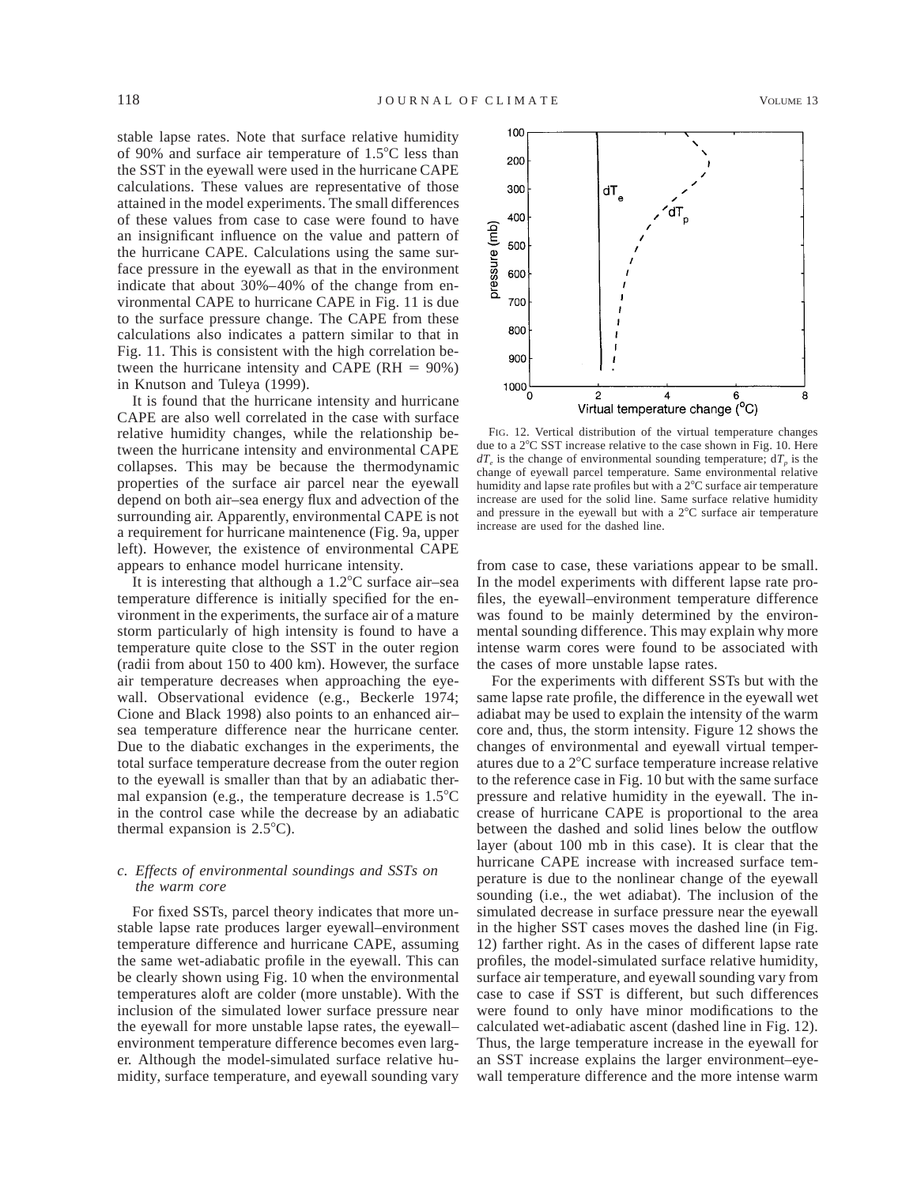stable lapse rates. Note that surface relative humidity of 90% and surface air temperature of 1.5°C less than the SST in the eyewall were used in the hurricane CAPE calculations. These values are representative of those attained in the model experiments. The small differences of these values from case to case were found to have an insignificant influence on the value and pattern of the hurricane CAPE. Calculations using the same surface pressure in the eyewall as that in the environment indicate that about 30%–40% of the change from environmental CAPE to hurricane CAPE in Fig. 11 is due to the surface pressure change. The CAPE from these calculations also indicates a pattern similar to that in Fig. 11. This is consistent with the high correlation between the hurricane intensity and CAPE (RH = 90%) in Knutson and Tuleya (1999).

It is found that the hurricane intensity and hurricane CAPE are also well correlated in the case with surface relative humidity changes, while the relationship between the hurricane intensity and environmental CAPE collapses. This may be because the thermodynamic properties of the surface air parcel near the eyewall depend on both air–sea energy flux and advection of the surrounding air. Apparently, environmental CAPE is not a requirement for hurricane maintenence (Fig. 9a, upper left). However, the existence of environmental CAPE appears to enhance model hurricane intensity.

It is interesting that although a 1.2°C surface air–sea temperature difference is initially specified for the environment in the experiments, the surface air of a mature storm particularly of high intensity is found to have a temperature quite close to the SST in the outer region (radii from about 150 to 400 km). However, the surface air temperature decreases when approaching the eyewall. Observational evidence (e.g., Beckerle 1974; Cione and Black 1998) also points to an enhanced air–sea temperature difference near the hurricane center. Due to the diabatic exchanges in the experiments, the total surface temperature decrease from the outer region to the eyewall is smaller than that by an adiabatic thermal expansion (e.g., the temperature decrease is 1.5°C in the control case while the decrease by an adiabatic thermal expansion is 2.5°C).

### *c. Effects of environmental soundings and SSTs on the warm core*

For fixed SSTs, parcel theory indicates that more unstable lapse rate produces larger eyewall–environment temperature difference and hurricane CAPE, assuming the same wet-adiabatic profile in the eyewall. This can be clearly shown using Fig. 10 when the environmental temperatures aloft are colder (more unstable). With the inclusion of the simulated lower surface pressure near the eyewall for more unstable lapse rates, the eyewall–environment temperature difference becomes even larger. Although the model-simulated surface relative humidity, surface temperature, and eyewall sounding vary from case to case, these variations appear to be small. In the model experiments with different lapse rate profiles, the eyewall–environment temperature difference was found to be mainly determined by the environmental sounding difference. This may explain why more intense warm cores were found to be associated with the cases of more unstable lapse rates.

FIG. 12. Vertical distribution of the virtual temperature changes due to a 2°C SST increase relative to the case shown in Fig. 10. Here $dT_e$ is the change of environmental sounding temperature; $dT_p$ is the change of eyewall parcel temperature. Same environmental relative humidity and lapse rate profiles but with a 2°C surface air temperature increase are used for the solid line. Same surface relative humidity and pressure in the eyewall but with a 2°C surface air temperature increase are used for the dashed line.

For the experiments with different SSTs but with the same lapse rate profile, the difference in the eyewall wet adiabat may be used to explain the intensity of the warm core and, thus, the storm intensity. Figure 12 shows the changes of environmental and eyewall virtual temperatures due to a 2°C surface temperature increase relative to the reference case in Fig. 10 but with the same surface pressure and relative humidity in the eyewall. The increase of hurricane CAPE is proportional to the area between the dashed and solid lines below the outflow layer (about 100 mb in this case). It is clear that the hurricane CAPE increase with increased surface temperature is due to the nonlinear change of the eyewall sounding (i.e., the wet adiabat). The inclusion of the simulated decrease in surface pressure near the eyewall in the higher SST cases moves the dashed line (in Fig. 12) farther right. As in the cases of different lapse rate profiles, the model-simulated surface relative humidity, surface air temperature, and eyewall sounding vary from case to case if SST is different, but such differences were found to only have minor modifications to the calculated wet-adiabatic ascent (dashed line in Fig. 12). Thus, the large temperature increase in the eyewall for an SST increase explains the larger environment–eyewall temperature difference and the more intense warm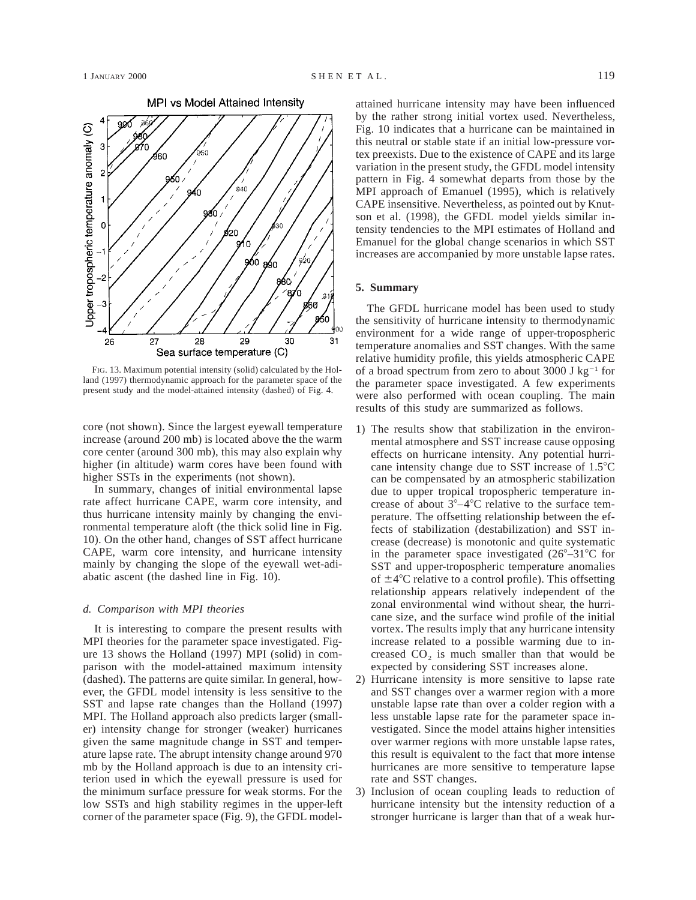FIG. 13. Maximum potential intensity (solid) calculated by the Holland (1997) thermodynamic approach for the parameter space of the present study and the model-attained intensity (dashed) of Fig. 4.

core (not shown). Since the largest eyewall temperature increase (around 200 mb) is located above the the warm core center (around 300 mb), this may also explain why higher (in altitude) warm cores have been found with higher SSTs in the experiments (not shown).

In summary, changes of initial environmental lapse rate affect hurricane CAPE, warm core intensity, and thus hurricane intensity mainly by changing the environmental temperature aloft (the thick solid line in Fig. 10). On the other hand, changes of SST affect hurricane CAPE, warm core intensity, and hurricane intensity mainly by changing the slope of the eyewall wet-adiabatic ascent (the dashed line in Fig. 10).

### *d. Comparison with MPI theories*

It is interesting to compare the present results with MPI theories for the parameter space investigated. Figure 13 shows the Holland (1997) MPI (solid) in comparison with the model-attained maximum intensity (dashed). The patterns are quite similar. In general, however, the GFDL model intensity is less sensitive to the SST and lapse rate changes than the Holland (1997) MPI. The Holland approach also predicts larger (smaller) intensity change for stronger (weaker) hurricanes given the same magnitude change in SST and temperature lapse rate. The abrupt intensity change around 970 mb by the Holland approach is due to an intensity criterion used in which the eyewall pressure is used for the minimum surface pressure for weak storms. For the low SSTs and high stability regimes in the upper-left corner of the parameter space (Fig. 9), the GFDL model-attained hurricane intensity may have been influenced by the rather strong initial vortex used. Nevertheless, Fig. 10 indicates that a hurricane can be maintained in this neutral or stable state if an initial low-pressure vortex preexists. Due to the existence of CAPE and its large variation in the present study, the GFDL model intensity pattern in Fig. 4 somewhat departs from those by the MPI approach of Emanuel (1995), which is relatively CAPE insensitive. Nevertheless, as pointed out by Knutson et al. (1998), the GFDL model yields similar intensity tendencies to the MPI estimates of Holland and Emanuel for the global change scenarios in which SST increases are accompanied by more unstable lapse rates.

## 5. Summary

The GFDL hurricane model has been used to study the sensitivity of hurricane intensity to thermodynamic environment for a wide range of upper-tropospheric temperature anomalies and SST changes. With the same relative humidity profile, this yields atmospheric CAPE of a broad spectrum from zero to about 3000 J $kg^{-1}$ for the parameter space investigated. A few experiments were also performed with ocean coupling. The main results of this study are summarized as follows.

1) The results show that stabilization in the environmental atmosphere and SST increase cause opposing effects on hurricane intensity. Any potential hurricane intensity change due to SST increase of 1.5°C can be compensated by an atmospheric stabilization due to upper tropical tropospheric temperature increase of about 3°–4°C relative to the surface temperature. The offsetting relationship between the effects of stabilization (destabilization) and SST increase (decrease) is monotonic and quite systematic in the parameter space investigated (26°–31°C for SST and upper-tropospheric temperature anomalies of ±4°C relative to a control profile). This offsetting relationship appears relatively independent of the zonal environmental wind without shear, the hurricane size, and the surface wind profile of the initial vortex. The results imply that any hurricane intensity increase related to a possible warming due to increased $CO_2$ is much smaller than that would be expected by considering SST increases alone.
2) Hurricane intensity is more sensitive to lapse rate and SST changes over a warmer region with a more unstable lapse rate than over a colder region with a less unstable lapse rate for the parameter space investigated. Since the model attains higher intensities over warmer regions with more unstable lapse rates, this result is equivalent to the fact that more intense hurricanes are more sensitive to temperature lapse rate and SST changes.
3) Inclusion of ocean coupling leads to reduction of hurricane intensity but the intensity reduction of a stronger hurricane is larger than that of a weak hur-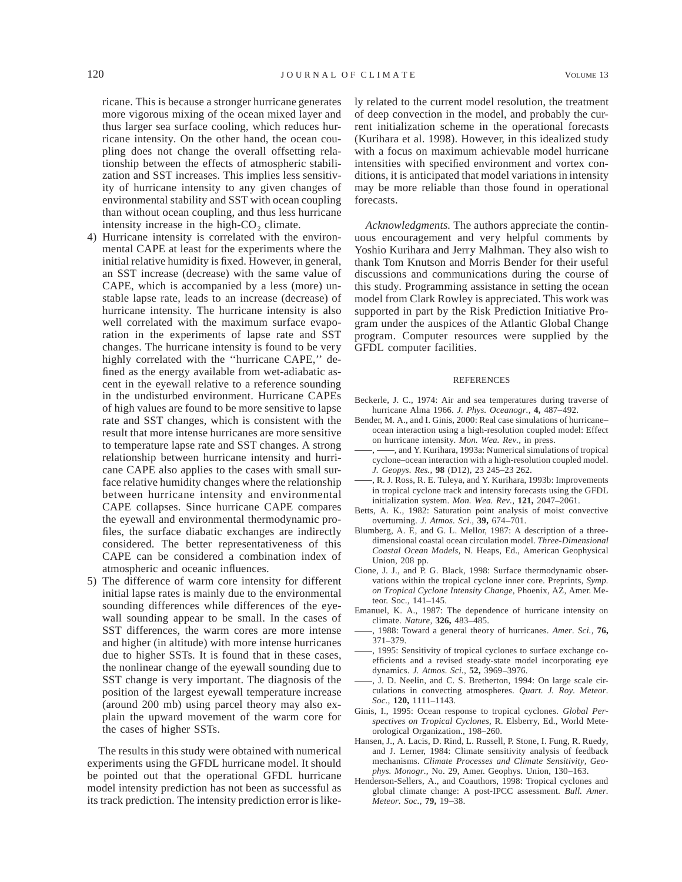ricane. This is because a stronger hurricane generates more vigorous mixing of the ocean mixed layer and thus larger sea surface cooling, which reduces hurricane intensity. On the other hand, the ocean coupling does not change the overall offsetting relationship between the effects of atmospheric stabilization and SST increases. This implies less sensitivity of hurricane intensity to any given changes of environmental stability and SST with ocean coupling than without ocean coupling, and thus less hurricane intensity increase in the high-$CO_2$ climate.

4) Hurricane intensity is correlated with the environmental CAPE at least for the experiments where the initial relative humidity is fixed. However, in general, an SST increase (decrease) with the same value of CAPE, which is accompanied by a less (more) unstable lapse rate, leads to an increase (decrease) of hurricane intensity. The hurricane intensity is also well correlated with the maximum surface evaporation in the experiments of lapse rate and SST changes. The hurricane intensity is found to be very highly correlated with the ''hurricane CAPE,'' defined as the energy available from wet-adiabatic ascent in the eyewall relative to a reference sounding in the undisturbed environment. Hurricane CAPEs of high values are found to be more sensitive to lapse rate and SST changes, which is consistent with the result that more intense hurricanes are more sensitive to temperature lapse rate and SST changes. A strong relationship between hurricane intensity and hurricane CAPE also applies to the cases with small surface relative humidity changes where the relationship between hurricane intensity and environmental CAPE collapses. Since hurricane CAPE compares the eyewall and environmental thermodynamic profiles, the surface diabatic exchanges are indirectly considered. The better representativeness of this CAPE can be considered a combination index of atmospheric and oceanic influences.

5) The difference of warm core intensity for different initial lapse rates is mainly due to the environmental sounding differences while differences of the eyewall sounding appear to be small. In the cases of SST differences, the warm cores are more intense and higher (in altitude) with more intense hurricanes due to higher SSTs. It is found that in these cases, the nonlinear change of the eyewall sounding due to SST change is very important. The diagnosis of the position of the largest eyewall temperature increase (around 200 mb) using parcel theory may also explain the upward movement of the warm core for the cases of higher SSTs.

The results in this study were obtained with numerical experiments using the GFDL hurricane model. It should be pointed out that the operational GFDL hurricane model intensity prediction has not been as successful as its track prediction. The intensity prediction error is likely related to the current model resolution, the treatment of deep convection in the model, and probably the current initialization scheme in the operational forecasts (Kurihara et al. 1998). However, in this idealized study with a focus on maximum achievable model hurricane intensities with specified environment and vortex conditions, it is anticipated that model variations in intensity may be more reliable than those found in operational forecasts.

*Acknowledgments.* The authors appreciate the continuous encouragement and very helpful comments by Yoshio Kurihara and Jerry Malhman. They also wish to thank Tom Knutson and Morris Bender for their useful discussions and communications during the course of this study. Programming assistance in setting the ocean model from Clark Rowley is appreciated. This work was supported in part by the Risk Prediction Initiative Program under the auspices of the Atlantic Global Change program. Computer resources were supplied by the GFDL computer facilities.

## REFERENCES

Beckerle, J. C., 1974: Air and sea temperatures during traverse of hurricane Alma 1966. *J. Phys. Oceanogr.,* **4,** 487–492.

Bender, M. A., and I. Ginis, 2000: Real case simulations of hurricane–ocean interaction using a high-resolution coupled model: Effect on hurricane intensity. *Mon. Wea. Rev.,* in press.

——, ——, and Y. Kurihara, 1993a: Numerical simulations of tropical cyclone–ocean interaction with a high-resolution coupled model. *J. Geopys. Res.,* **98** (D12), 23 245–23 262.

——, R. J. Ross, R. E. Tuleya, and Y. Kurihara, 1993b: Improvements in tropical cyclone track and intensity forecasts using the GFDL initialization system. *Mon. Wea. Rev.,* **121,** 2047–2061.

Betts, A. K., 1982: Saturation point analysis of moist convective overturning. *J. Atmos. Sci.,* **39,** 674–701.

Blumberg, A. F., and G. L. Mellor, 1987: A description of a three-dimensional coastal ocean circulation model. *Three-Dimensional Coastal Ocean Models,* N. Heaps, Ed., American Geophysical Union, 208 pp.

Cione, J. J., and P. G. Black, 1998: Surface thermodynamic observations within the tropical cyclone inner core. Preprints, *Symp. on Tropical Cyclone Intensity Change,* Phoenix, AZ, Amer. Meteor. Soc., 141–145.

Emanuel, K. A., 1987: The dependence of hurricane intensity on climate. *Nature,* **326,** 483–485.

——, 1988: Toward a general theory of hurricanes. *Amer. Sci.,* **76,** 371–379.

——, 1995: Sensitivity of tropical cyclones to surface exchange coefficients and a revised steady-state model incorporating eye dynamics. *J. Atmos. Sci.,* **52,** 3969–3976.

——, J. D. Neelin, and C. S. Bretherton, 1994: On large scale circulations in convecting atmospheres. *Quart. J. Roy. Meteor. Soc.,* **120,** 1111–1143.

Ginis, I., 1995: Ocean response to tropical cyclones. *Global Perspectives on Tropical Cyclones,* R. Elsberry, Ed., World Meteorological Organization., 198–260.

Hansen, J., A. Lacis, D. Rind, L. Russell, P. Stone, I. Fung, R. Ruedy, and J. Lerner, 1984: Climate sensitivity analysis of feedback mechanisms. *Climate Processes and Climate Sensitivity, Geophys. Monogr.,* No. 29, Amer. Geophys. Union, 130–163.

Henderson-Sellers, A., and Coauthors, 1998: Tropical cyclones and global climate change: A post-IPCC assessment. *Bull. Amer. Meteor. Soc.,* **79,** 19–38.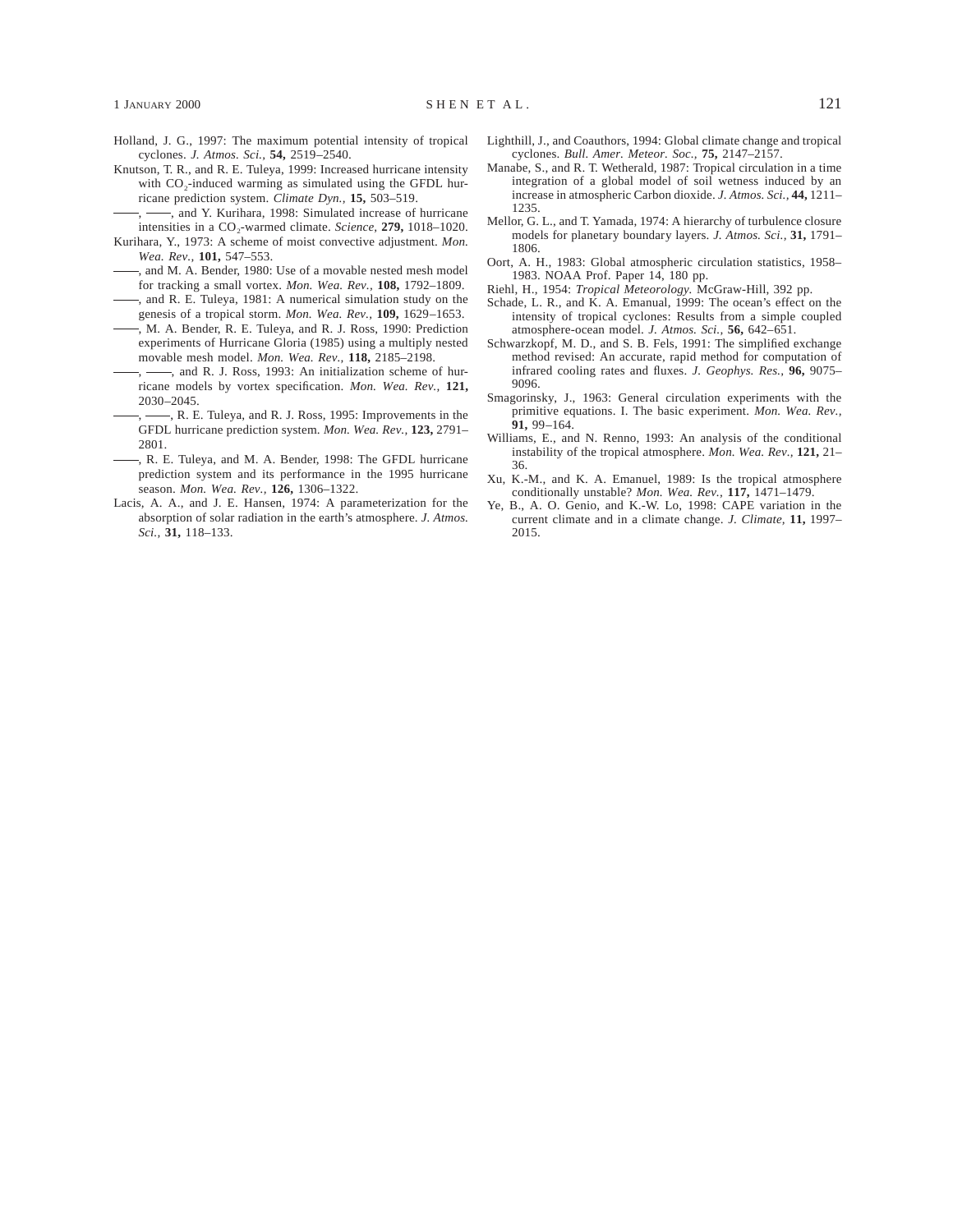Holland, J. G., 1997: The maximum potential intensity of tropical cyclones. *J. Atmos. Sci.,* **54,** 2519–2540.

Knutson, T. R., and R. E. Tuleya, 1999: Increased hurricane intensity with $CO_2$-induced warming as simulated using the GFDL hurricane prediction system. *Climate Dyn.,* **15,** 503–519.

——, ——, and Y. Kurihara, 1998: Simulated increase of hurricane intensities in a $CO_2$-warmed climate. *Science,* **279,** 1018–1020.

Kurihara, Y., 1973: A scheme of moist convective adjustment. *Mon. Wea. Rev.,* **101,** 547–553.

——, and M. A. Bender, 1980: Use of a movable nested mesh model for tracking a small vortex. *Mon. Wea. Rev.,* **108,** 1792–1809.

——, and R. E. Tuleya, 1981: A numerical simulation study on the genesis of a tropical storm. *Mon. Wea. Rev.,* **109,** 1629–1653.

——, M. A. Bender, R. E. Tuleya, and R. J. Ross, 1990: Prediction experiments of Hurricane Gloria (1985) using a multiply nested movable mesh model. *Mon. Wea. Rev.,* **118,** 2185–2198.

——, ——, and R. J. Ross, 1993: An initialization scheme of hurricane models by vortex specification. *Mon. Wea. Rev.,* **121,** 2030–2045.

——, ——, R. E. Tuleya, and R. J. Ross, 1995: Improvements in the GFDL hurricane prediction system. *Mon. Wea. Rev.,* **123,** 2791–2801.

——, R. E. Tuleya, and M. A. Bender, 1998: The GFDL hurricane prediction system and its performance in the 1995 hurricane season. *Mon. Wea. Rev.,* **126,** 1306–1322.

Lacis, A. A., and J. E. Hansen, 1974: A parameterization for the absorption of solar radiation in the earth's atmosphere. *J. Atmos. Sci.,* **31,** 118–133.

Lighthill, J., and Coauthors, 1994: Global climate change and tropical cyclones. *Bull. Amer. Meteor. Soc.,* **75,** 2147–2157.

Manabe, S., and R. T. Wetherald, 1987: Tropical circulation in a time integration of a global model of soil wetness induced by an increase in atmospheric Carbon dioxide. *J. Atmos. Sci.,* **44,** 1211–1235.

Mellor, G. L., and T. Yamada, 1974: A hierarchy of turbulence closure models for planetary boundary layers. *J. Atmos. Sci.,* **31,** 1791–1806.

Oort, A. H., 1983: Global atmospheric circulation statistics, 1958–1983. NOAA Prof. Paper 14, 180 pp.

Riehl, H., 1954: *Tropical Meteorology.* McGraw-Hill, 392 pp.

Schade, L. R., and K. A. Emanual, 1999: The ocean's effect on the intensity of tropical cyclones: Results from a simple coupled atmosphere-ocean model. *J. Atmos. Sci.,* **56,** 642–651.

Schwarzkopf, M. D., and S. B. Fels, 1991: The simplified exchange method revised: An accurate, rapid method for computation of infrared cooling rates and fluxes. *J. Geophys. Res.,* **96,** 9075–9096.

Smagorinsky, J., 1963: General circulation experiments with the primitive equations. I. The basic experiment. *Mon. Wea. Rev.,* **91,** 99–164.

Williams, E., and N. Renno, 1993: An analysis of the conditional instability of the tropical atmosphere. *Mon. Wea. Rev.,* **121,** 21–36.

Xu, K.-M., and K. A. Emanuel, 1989: Is the tropical atmosphere conditionally unstable? *Mon. Wea. Rev.,* **117,** 1471–1479.

Ye, B., A. O. Genio, and K.-W. Lo, 1998: CAPE variation in the current climate and in a climate change. *J. Climate,* **11,** 1997–2015.